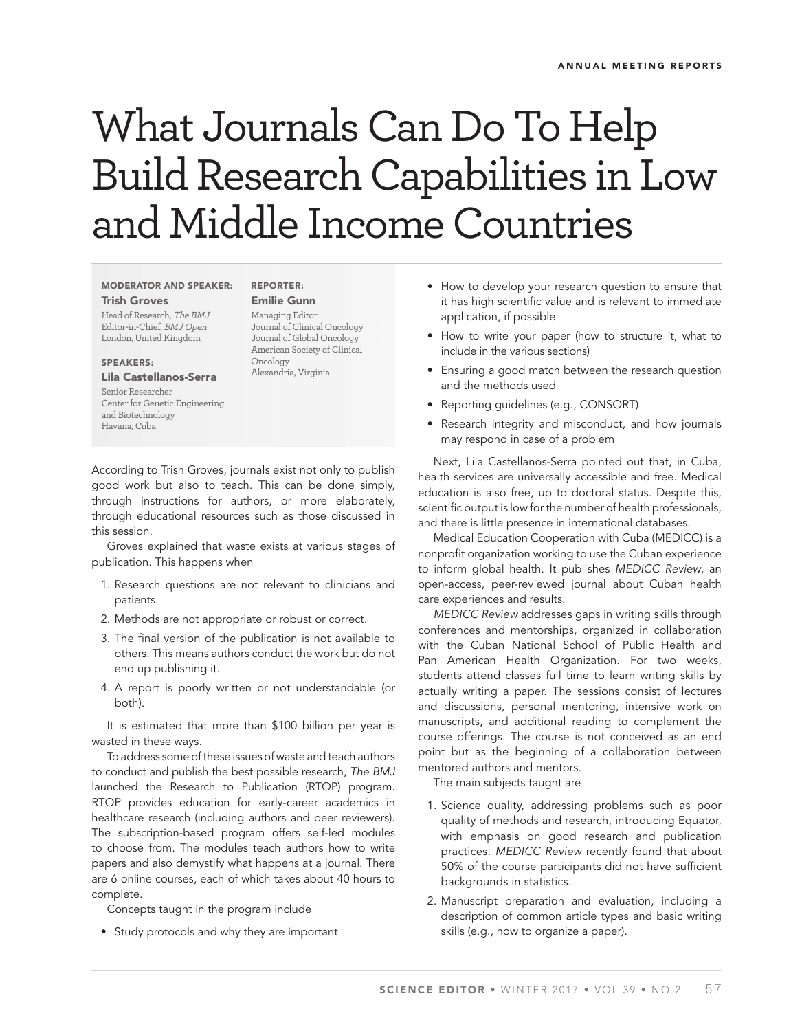ANNUAL MEETING REPORTS

# What Journals Can Do To Help Build Research Capabilities in Low and Middle Income Countries

**MODERATOR AND SPEAKER:**
**Trish Groves**
Head of Research, *The BMJ*
Editor-in-Chief, *BMJ Open*
London, United Kingdom

**SPEAKERS:**
**Lila Castellanos-Serra**
Senior Researcher
Center for Genetic Engineering and Biotechnology
Havana, Cuba

**REPORTER:**
**Emilie Gunn**
Managing Editor
Journal of Clinical Oncology
Journal of Global Oncology
American Society of Clinical Oncology
Alexandria, Virginia

According to Trish Groves, journals exist not only to publish good work but also to teach. This can be done simply, through instructions for authors, or more elaborately, through educational resources such as those discussed in this session.

Groves explained that waste exists at various stages of publication. This happens when

1. Research questions are not relevant to clinicians and patients.
2. Methods are not appropriate or robust or correct.
3. The final version of the publication is not available to others. This means authors conduct the work but do not end up publishing it.
4. A report is poorly written or not understandable (or both).

It is estimated that more than $100 billion per year is wasted in these ways.

To address some of these issues of waste and teach authors to conduct and publish the best possible research, *The BMJ* launched the Research to Publication (RTOP) program. RTOP provides education for early-career academics in healthcare research (including authors and peer reviewers). The subscription-based program offers self-led modules to choose from. The modules teach authors how to write papers and also demystify what happens at a journal. There are 6 online courses, each of which takes about 40 hours to complete.

Concepts taught in the program include

- Study protocols and why they are important
- How to develop your research question to ensure that it has high scientific value and is relevant to immediate application, if possible
- How to write your paper (how to structure it, what to include in the various sections)
- Ensuring a good match between the research question and the methods used
- Reporting guidelines (e.g., CONSORT)
- Research integrity and misconduct, and how journals may respond in case of a problem

Next, Lila Castellanos-Serra pointed out that, in Cuba, health services are universally accessible and free. Medical education is also free, up to doctoral status. Despite this, scientific output is low for the number of health professionals, and there is little presence in international databases.

Medical Education Cooperation with Cuba (MEDICC) is a nonprofit organization working to use the Cuban experience to inform global health. It publishes *MEDICC Review*, an open-access, peer-reviewed journal about Cuban health care experiences and results.

*MEDICC Review* addresses gaps in writing skills through conferences and mentorships, organized in collaboration with the Cuban National School of Public Health and Pan American Health Organization. For two weeks, students attend classes full time to learn writing skills by actually writing a paper. The sessions consist of lectures and discussions, personal mentoring, intensive work on manuscripts, and additional reading to complement the course offerings. The course is not conceived as an end point but as the beginning of a collaboration between mentored authors and mentors.

The main subjects taught are

1. Science quality, addressing problems such as poor quality of methods and research, introducing Equator, with emphasis on good research and publication practices. *MEDICC Review* recently found that about 50% of the course participants did not have sufficient backgrounds in statistics.
2. Manuscript preparation and evaluation, including a description of common article types and basic writing skills (e.g., how to organize a paper).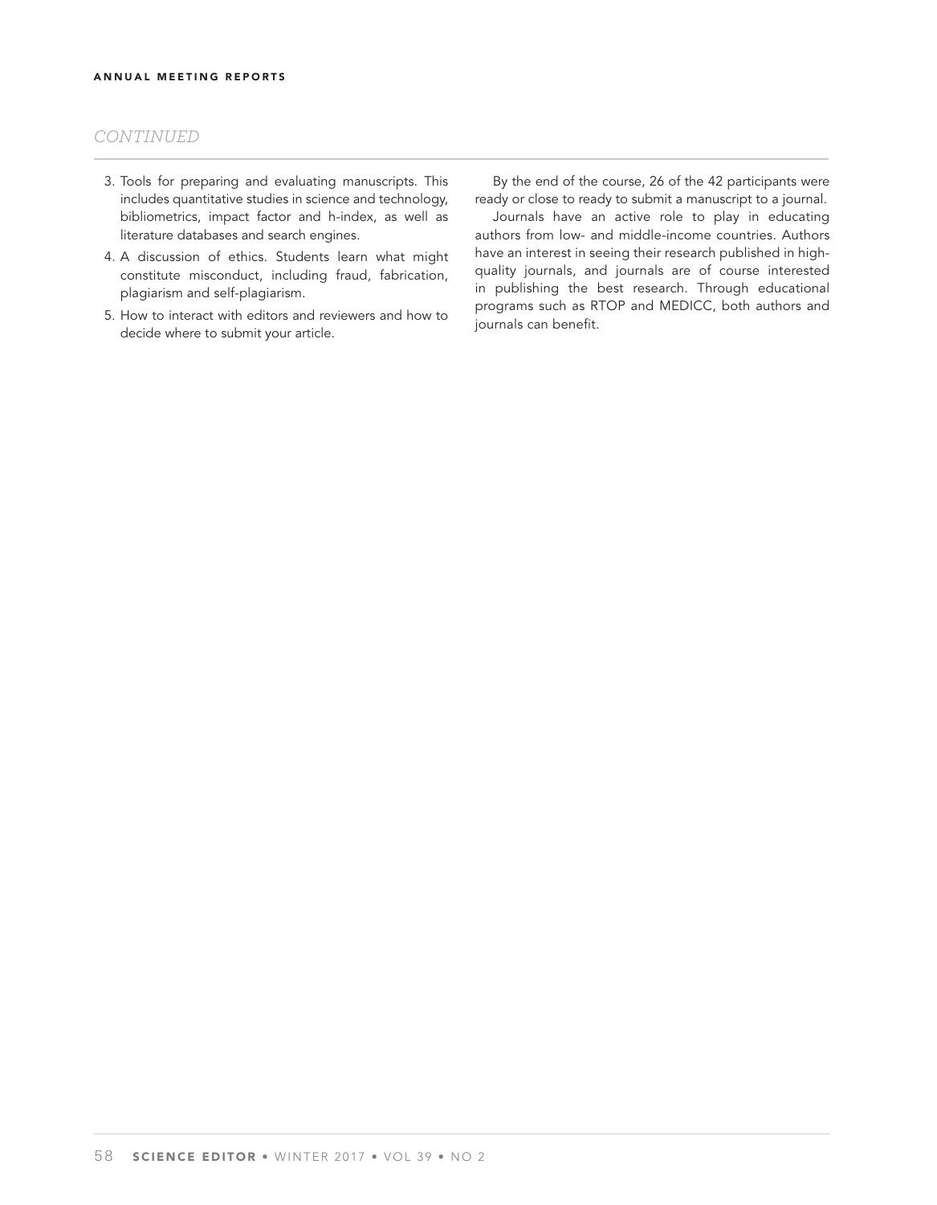*CONTINUED*

3. Tools for preparing and evaluating manuscripts. This includes quantitative studies in science and technology, bibliometrics, impact factor and h-index, as well as literature databases and search engines.
4. A discussion of ethics. Students learn what might constitute misconduct, including fraud, fabrication, plagiarism and self-plagiarism.
5. How to interact with editors and reviewers and how to decide where to submit your article.

By the end of the course, 26 of the 42 participants were ready or close to ready to submit a manuscript to a journal.

Journals have an active role to play in educating authors from low- and middle-income countries. Authors have an interest in seeing their research published in high-quality journals, and journals are of course interested in publishing the best research. Through educational programs such as RTOP and MEDICC, both authors and journals can benefit.